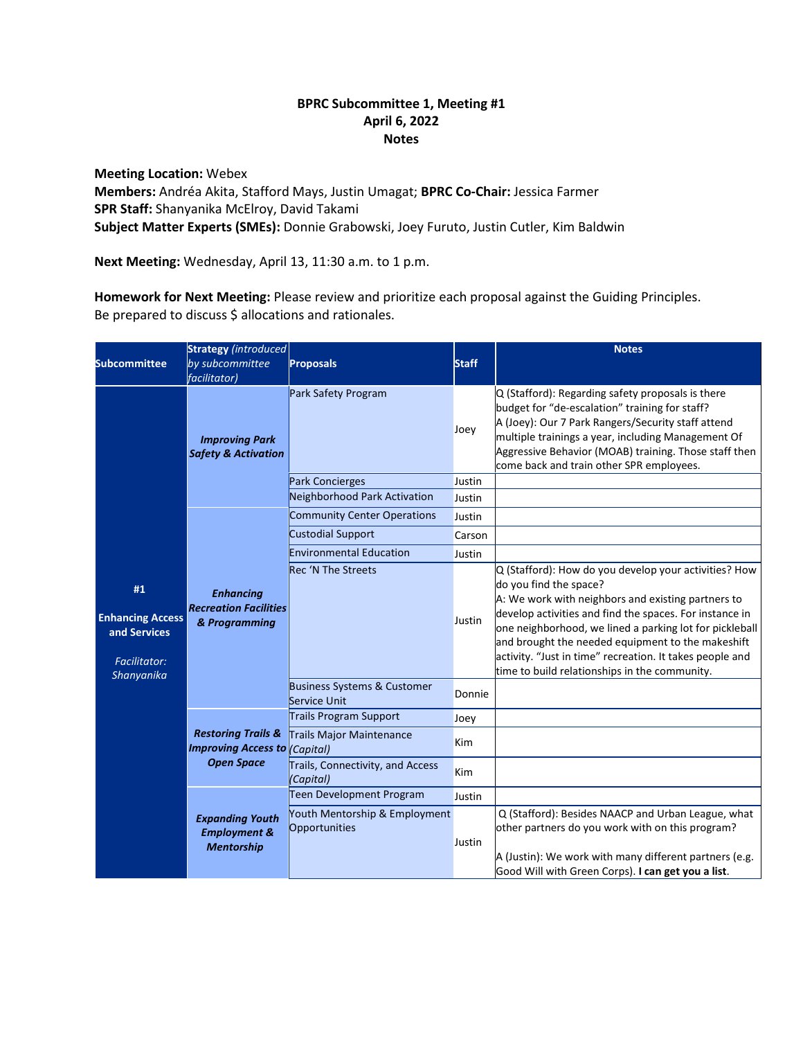**BPRC Subcommittee 1, Meeting #1**
**April 6, 2022**
**Notes**

**Meeting Location:** Webex
**Members:** Andréa Akita, Stafford Mays, Justin Umagat; **BPRC Co-Chair:** Jessica Farmer
**SPR Staff:** Shanyanika McElroy, David Takami
**Subject Matter Experts (SMEs):** Donnie Grabowski, Joey Furuto, Justin Cutler, Kim Baldwin

**Next Meeting:** Wednesday, April 13, 11:30 a.m. to 1 p.m.

**Homework for Next Meeting:** Please review and prioritize each proposal against the Guiding Principles. Be prepared to discuss $ allocations and rationales.

| Subcommittee | Strategy *(introduced by subcommittee facilitator)* | Proposals | Staff | Notes |
|---|---|---|---|---|
| **#1 Enhancing Access and Services** *Facilitator: Shanyanika* | ***Improving Park Safety & Activation*** | Park Safety Program | Joey | Q (Stafford): Regarding safety proposals is there budget for "de-escalation" training for staff? A (Joey): Our 7 Park Rangers/Security staff attend multiple trainings a year, including Management Of Aggressive Behavior (MOAB) training. Those staff then come back and train other SPR employees. |
| | | Park Concierges | Justin | |
| | | Neighborhood Park Activation | Justin | |
| | ***Enhancing Recreation Facilities & Programming*** | Community Center Operations | Justin | |
| | | Custodial Support | Carson | |
| | | Environmental Education | Justin | |
| | | Rec 'N The Streets | Justin | Q (Stafford): How do you develop your activities? How do you find the space? A: We work with neighbors and existing partners to develop activities and find the spaces. For instance in one neighborhood, we lined a parking lot for pickleball and brought the needed equipment to the makeshift activity. "Just in time" recreation. It takes people and time to build relationships in the community. |
| | | Business Systems & Customer Service Unit | Donnie | |
| | ***Restoring Trails & Improving Access to Open Space*** | Trails Program Support | Joey | |
| | | Trails Major Maintenance *(Capital)* | Kim | |
| | | Trails, Connectivity, and Access *(Capital)* | Kim | |
| | ***Expanding Youth Employment & Mentorship*** | Teen Development Program | Justin | |
| | | Youth Mentorship & Employment Opportunities | Justin | Q (Stafford): Besides NAACP and Urban League, what other partners do you work with on this program? A (Justin): We work with many different partners (e.g. Good Will with Green Corps). **I can get you a list**. |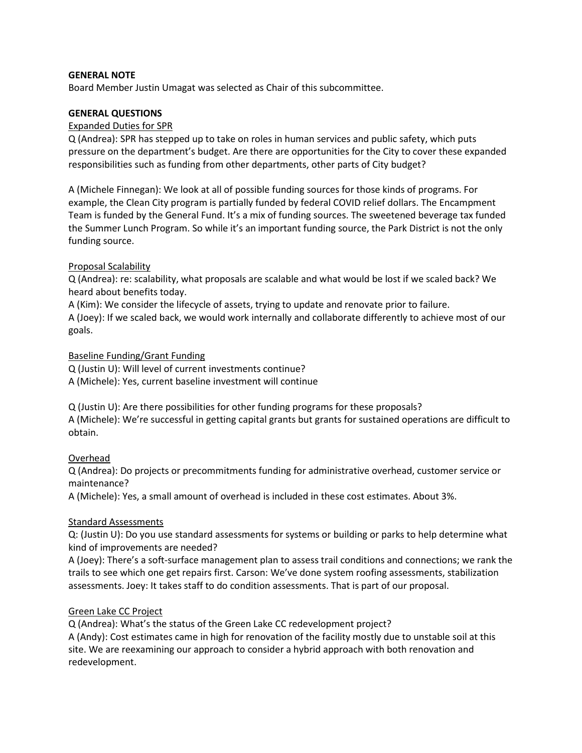**GENERAL NOTE**

Board Member Justin Umagat was selected as Chair of this subcommittee.

**GENERAL QUESTIONS**

Expanded Duties for SPR

Q (Andrea): SPR has stepped up to take on roles in human services and public safety, which puts pressure on the department's budget. Are there are opportunities for the City to cover these expanded responsibilities such as funding from other departments, other parts of City budget?

A (Michele Finnegan): We look at all of possible funding sources for those kinds of programs. For example, the Clean City program is partially funded by federal COVID relief dollars. The Encampment Team is funded by the General Fund. It's a mix of funding sources. The sweetened beverage tax funded the Summer Lunch Program. So while it's an important funding source, the Park District is not the only funding source.

Proposal Scalability

Q (Andrea): re: scalability, what proposals are scalable and what would be lost if we scaled back? We heard about benefits today.

A (Kim): We consider the lifecycle of assets, trying to update and renovate prior to failure.

A (Joey): If we scaled back, we would work internally and collaborate differently to achieve most of our goals.

Baseline Funding/Grant Funding

Q (Justin U): Will level of current investments continue?

A (Michele): Yes, current baseline investment will continue

Q (Justin U): Are there possibilities for other funding programs for these proposals?

A (Michele): We're successful in getting capital grants but grants for sustained operations are difficult to obtain.

Overhead

Q (Andrea): Do projects or precommitments funding for administrative overhead, customer service or maintenance?

A (Michele): Yes, a small amount of overhead is included in these cost estimates. About 3%.

Standard Assessments

Q: (Justin U): Do you use standard assessments for systems or building or parks to help determine what kind of improvements are needed?

A (Joey): There's a soft-surface management plan to assess trail conditions and connections; we rank the trails to see which one get repairs first. Carson: We've done system roofing assessments, stabilization assessments. Joey: It takes staff to do condition assessments. That is part of our proposal.

Green Lake CC Project

Q (Andrea): What's the status of the Green Lake CC redevelopment project?

A (Andy): Cost estimates came in high for renovation of the facility mostly due to unstable soil at this site. We are reexamining our approach to consider a hybrid approach with both renovation and redevelopment.